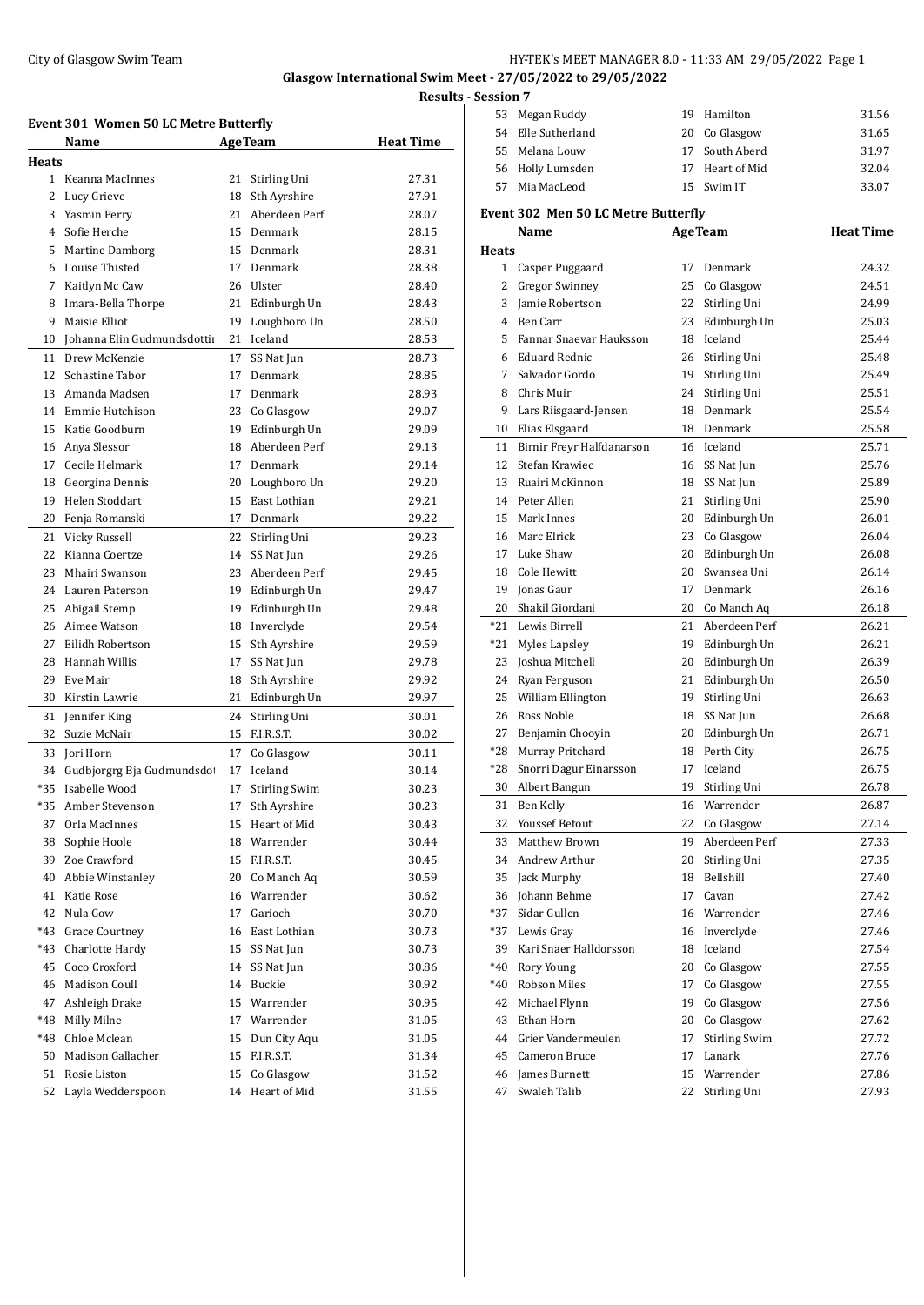Glasgow International Swim Meet - 27/05/2022 to 29/05/2022

Results - Session 7

## Event 301 Women 50 LC Metre Butterfly

| | Name | Age | Team | Heat Time |
|---|---|---|---|---|
| **Heats** | | | | |
| 1 | Keanna MacInnes | 21 | Stirling Uni | 27.31 |
| 2 | Lucy Grieve | 18 | Sth Ayrshire | 27.91 |
| 3 | Yasmin Perry | 21 | Aberdeen Perf | 28.07 |
| 4 | Sofie Herche | 15 | Denmark | 28.15 |
| 5 | Martine Damborg | 15 | Denmark | 28.31 |
| 6 | Louise Thisted | 17 | Denmark | 28.38 |
| 7 | Kaitlyn Mc Caw | 26 | Ulster | 28.40 |
| 8 | Imara-Bella Thorpe | 21 | Edinburgh Un | 28.43 |
| 9 | Maisie Elliot | 19 | Loughboro Un | 28.50 |
| 10 | Johanna Elin Gudmundsdottir | 21 | Iceland | 28.53 |
| 11 | Drew McKenzie | 17 | SS Nat Jun | 28.73 |
| 12 | Schastine Tabor | 17 | Denmark | 28.85 |
| 13 | Amanda Madsen | 17 | Denmark | 28.93 |
| 14 | Emmie Hutchison | 23 | Co Glasgow | 29.07 |
| 15 | Katie Goodburn | 19 | Edinburgh Un | 29.09 |
| 16 | Anya Slessor | 18 | Aberdeen Perf | 29.13 |
| 17 | Cecile Helmark | 17 | Denmark | 29.14 |
| 18 | Georgina Dennis | 20 | Loughboro Un | 29.20 |
| 19 | Helen Stoddart | 15 | East Lothian | 29.21 |
| 20 | Fenja Romanski | 17 | Denmark | 29.22 |
| 21 | Vicky Russell | 22 | Stirling Uni | 29.23 |
| 22 | Kianna Coertze | 14 | SS Nat Jun | 29.26 |
| 23 | Mhairi Swanson | 23 | Aberdeen Perf | 29.45 |
| 24 | Lauren Paterson | 19 | Edinburgh Un | 29.47 |
| 25 | Abigail Stemp | 19 | Edinburgh Un | 29.48 |
| 26 | Aimee Watson | 18 | Inverclyde | 29.54 |
| 27 | Eilidh Robertson | 15 | Sth Ayrshire | 29.59 |
| 28 | Hannah Willis | 17 | SS Nat Jun | 29.78 |
| 29 | Eve Mair | 18 | Sth Ayrshire | 29.92 |
| 30 | Kirstin Lawrie | 21 | Edinburgh Un | 29.97 |
| 31 | Jennifer King | 24 | Stirling Uni | 30.01 |
| 32 | Suzie McNair | 15 | F.I.R.S.T. | 30.02 |
| 33 | Jori Horn | 17 | Co Glasgow | 30.11 |
| 34 | Gudbjorgrg Bja Gudmundsdot | 17 | Iceland | 30.14 |
| *35 | Isabelle Wood | 17 | Stirling Swim | 30.23 |
| *35 | Amber Stevenson | 17 | Sth Ayrshire | 30.23 |
| 37 | Orla MacInnes | 15 | Heart of Mid | 30.43 |
| 38 | Sophie Hoole | 18 | Warrender | 30.44 |
| 39 | Zoe Crawford | 15 | F.I.R.S.T. | 30.45 |
| 40 | Abbie Winstanley | 20 | Co Manch Aq | 30.59 |
| 41 | Katie Rose | 16 | Warrender | 30.62 |
| 42 | Nula Gow | 17 | Garioch | 30.70 |
| *43 | Grace Courtney | 16 | East Lothian | 30.73 |
| *43 | Charlotte Hardy | 15 | SS Nat Jun | 30.73 |
| 45 | Coco Croxford | 14 | SS Nat Jun | 30.86 |
| 46 | Madison Coull | 14 | Buckie | 30.92 |
| 47 | Ashleigh Drake | 15 | Warrender | 30.95 |
| *48 | Milly Milne | 17 | Warrender | 31.05 |
| *48 | Chloe Mclean | 15 | Dun City Aqu | 31.05 |
| 50 | Madison Gallacher | 15 | F.I.R.S.T. | 31.34 |
| 51 | Rosie Liston | 15 | Co Glasgow | 31.52 |
| 52 | Layla Wedderspoon | 14 | Heart of Mid | 31.55 |
| 53 | Megan Ruddy | 19 | Hamilton | 31.56 |
| 54 | Elle Sutherland | 20 | Co Glasgow | 31.65 |
| 55 | Melana Louw | 17 | South Aberd | 31.97 |
| 56 | Holly Lumsden | 17 | Heart of Mid | 32.04 |
| 57 | Mia MacLeod | 15 | Swim IT | 33.07 |

## Event 302 Men 50 LC Metre Butterfly

| | Name | Age | Team | Heat Time |
|---|---|---|---|---|
| **Heats** | | | | |
| 1 | Casper Puggaard | 17 | Denmark | 24.32 |
| 2 | Gregor Swinney | 25 | Co Glasgow | 24.51 |
| 3 | Jamie Robertson | 22 | Stirling Uni | 24.99 |
| 4 | Ben Carr | 23 | Edinburgh Un | 25.03 |
| 5 | Fannar Snaevar Hauksson | 18 | Iceland | 25.44 |
| 6 | Eduard Rednic | 26 | Stirling Uni | 25.48 |
| 7 | Salvador Gordo | 19 | Stirling Uni | 25.49 |
| 8 | Chris Muir | 24 | Stirling Uni | 25.51 |
| 9 | Lars Riisgaard-Jensen | 18 | Denmark | 25.54 |
| 10 | Elias Elsgaard | 18 | Denmark | 25.58 |
| 11 | Birnir Freyr Halfdanarson | 16 | Iceland | 25.71 |
| 12 | Stefan Krawiec | 16 | SS Nat Jun | 25.76 |
| 13 | Ruairi McKinnon | 18 | SS Nat Jun | 25.89 |
| 14 | Peter Allen | 21 | Stirling Uni | 25.90 |
| 15 | Mark Innes | 20 | Edinburgh Un | 26.01 |
| 16 | Marc Elrick | 23 | Co Glasgow | 26.04 |
| 17 | Luke Shaw | 20 | Edinburgh Un | 26.08 |
| 18 | Cole Hewitt | 20 | Swansea Uni | 26.14 |
| 19 | Jonas Gaur | 17 | Denmark | 26.16 |
| 20 | Shakil Giordani | 20 | Co Manch Aq | 26.18 |
| *21 | Lewis Birrell | 21 | Aberdeen Perf | 26.21 |
| *21 | Myles Lapsley | 19 | Edinburgh Un | 26.21 |
| 23 | Joshua Mitchell | 20 | Edinburgh Un | 26.39 |
| 24 | Ryan Ferguson | 21 | Edinburgh Un | 26.50 |
| 25 | William Ellington | 19 | Stirling Uni | 26.63 |
| 26 | Ross Noble | 18 | SS Nat Jun | 26.68 |
| 27 | Benjamin Chooyin | 20 | Edinburgh Un | 26.71 |
| *28 | Murray Pritchard | 18 | Perth City | 26.75 |
| *28 | Snorri Dagur Einarsson | 17 | Iceland | 26.75 |
| 30 | Albert Bangun | 19 | Stirling Uni | 26.78 |
| 31 | Ben Kelly | 16 | Warrender | 26.87 |
| 32 | Youssef Betout | 22 | Co Glasgow | 27.14 |
| 33 | Matthew Brown | 19 | Aberdeen Perf | 27.33 |
| 34 | Andrew Arthur | 20 | Stirling Uni | 27.35 |
| 35 | Jack Murphy | 18 | Bellshill | 27.40 |
| 36 | Johann Behme | 17 | Cavan | 27.42 |
| *37 | Sidar Gullen | 16 | Warrender | 27.46 |
| *37 | Lewis Gray | 16 | Inverclyde | 27.46 |
| 39 | Kari Snaer Halldorsson | 18 | Iceland | 27.54 |
| *40 | Rory Young | 20 | Co Glasgow | 27.55 |
| *40 | Robson Miles | 17 | Co Glasgow | 27.55 |
| 42 | Michael Flynn | 19 | Co Glasgow | 27.56 |
| 43 | Ethan Horn | 20 | Co Glasgow | 27.62 |
| 44 | Grier Vandermeulen | 17 | Stirling Swim | 27.72 |
| 45 | Cameron Bruce | 17 | Lanark | 27.76 |
| 46 | James Burnett | 15 | Warrender | 27.86 |
| 47 | Swaleh Talib | 22 | Stirling Uni | 27.93 |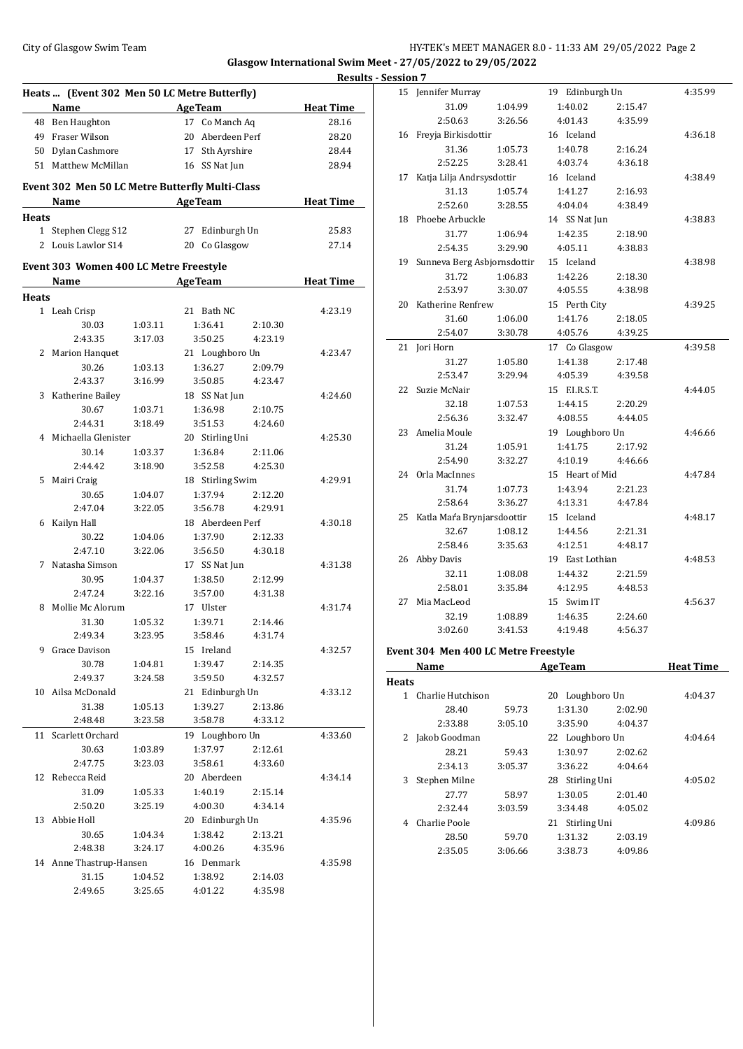**Glasgow International Swim Meet - 27/05/2022 to 29/05/2022**

**Results - Session 7**

### Heats ... (Event 302 Men 50 LC Metre Butterfly)

| | Name | Age | Team | Heat Time |
|---|---|---|---|---|
| 48 | Ben Haughton | 17 | Co Manch Aq | 28.16 |
| 49 | Fraser Wilson | 20 | Aberdeen Perf | 28.20 |
| 50 | Dylan Cashmore | 17 | Sth Ayrshire | 28.44 |
| 51 | Matthew McMillan | 16 | SS Nat Jun | 28.94 |

### Event 302 Men 50 LC Metre Butterfly Multi-Class

| | Name | Age | Team | Heat Time |
|---|---|---|---|---|
| **Heats** | | | | |
| 1 | Stephen Clegg S12 | 27 | Edinburgh Un | 25.83 |
| 2 | Louis Lawlor S14 | 20 | Co Glasgow | 27.14 |

### Event 303 Women 400 LC Metre Freestyle

| | Name | Age | Team | Heat Time |
|---|---|---|---|---|
| **Heats** | | | | |
| 1 | Leah Crisp | 21 | Bath NC | 4:23.19 |
| | 30.03 1:03.11 1:36.41 2:10.30 | | | |
| | 2:43.35 3:17.03 3:50.25 4:23.19 | | | |
| 2 | Marion Hanquet | 21 | Loughboro Un | 4:23.47 |
| | 30.26 1:03.13 1:36.27 2:09.79 | | | |
| | 2:43.37 3:16.99 3:50.85 4:23.47 | | | |
| 3 | Katherine Bailey | 18 | SS Nat Jun | 4:24.60 |
| | 30.67 1:03.71 1:36.98 2:10.75 | | | |
| | 2:44.31 3:18.49 3:51.53 4:24.60 | | | |
| 4 | Michaella Glenister | 20 | Stirling Uni | 4:25.30 |
| | 30.14 1:03.37 1:36.84 2:11.06 | | | |
| | 2:44.42 3:18.90 3:52.58 4:25.30 | | | |
| 5 | Mairi Craig | 18 | Stirling Swim | 4:29.91 |
| | 30.65 1:04.07 1:37.94 2:12.20 | | | |
| | 2:47.04 3:22.05 3:56.78 4:29.91 | | | |
| 6 | Kailyn Hall | 18 | Aberdeen Perf | 4:30.18 |
| | 30.22 1:04.06 1:37.90 2:12.33 | | | |
| | 2:47.10 3:22.06 3:56.50 4:30.18 | | | |
| 7 | Natasha Simson | 17 | SS Nat Jun | 4:31.38 |
| | 30.95 1:04.37 1:38.50 2:12.99 | | | |
| | 2:47.24 3:22.16 3:57.00 4:31.38 | | | |
| 8 | Mollie Mc Alorum | 17 | Ulster | 4:31.74 |
| | 31.30 1:05.32 1:39.71 2:14.46 | | | |
| | 2:49.34 3:23.95 3:58.46 4:31.74 | | | |
| 9 | Grace Davison | 15 | Ireland | 4:32.57 |
| | 30.78 1:04.81 1:39.47 2:14.35 | | | |
| | 2:49.37 3:24.58 3:59.50 4:32.57 | | | |
| 10 | Ailsa McDonald | 21 | Edinburgh Un | 4:33.12 |
| | 31.38 1:05.13 1:39.27 2:13.86 | | | |
| | 2:48.48 3:23.58 3:58.78 4:33.12 | | | |
| 11 | Scarlett Orchard | 19 | Loughboro Un | 4:33.60 |
| | 30.63 1:03.89 1:37.97 2:12.61 | | | |
| | 2:47.75 3:23.03 3:58.61 4:33.60 | | | |
| 12 | Rebecca Reid | 20 | Aberdeen | 4:34.14 |
| | 31.09 1:05.33 1:40.19 2:15.14 | | | |
| | 2:50.20 3:25.19 4:00.30 4:34.14 | | | |
| 13 | Abbie Holl | 20 | Edinburgh Un | 4:35.96 |
| | 30.65 1:04.34 1:38.42 2:13.21 | | | |
| | 2:48.38 3:24.17 4:00.26 4:35.96 | | | |
| 14 | Anne Thastrup-Hansen | 16 | Denmark | 4:35.98 |
| | 31.15 1:04.52 1:38.92 2:14.03 | | | |
| | 2:49.65 3:25.65 4:01.22 4:35.98 | | | |
| 15 | Jennifer Murray | 19 | Edinburgh Un | 4:35.99 |
| | 31.09 1:04.99 1:40.02 2:15.47 | | | |
| | 2:50.63 3:26.56 4:01.43 4:35.99 | | | |
| 16 | Freyja Birkisdottir | 16 | Iceland | 4:36.18 |
| | 31.36 1:05.73 1:40.78 2:16.24 | | | |
| | 2:52.25 3:28.41 4:03.74 4:36.18 | | | |
| 17 | Katja Lilja Andrsysdottir | 16 | Iceland | 4:38.49 |
| | 31.13 1:05.74 1:41.27 2:16.93 | | | |
| | 2:52.60 3:28.55 4:04.04 4:38.49 | | | |
| 18 | Phoebe Arbuckle | 14 | SS Nat Jun | 4:38.83 |
| | 31.77 1:06.94 1:42.35 2:18.90 | | | |
| | 2:54.35 3:29.90 4:05.11 4:38.83 | | | |
| 19 | Sunneva Berg Asbjornsdottir | 15 | Iceland | 4:38.98 |
| | 31.72 1:06.83 1:42.26 2:18.30 | | | |
| | 2:53.97 3:30.07 4:05.55 4:38.98 | | | |
| 20 | Katherine Renfrew | 15 | Perth City | 4:39.25 |
| | 31.60 1:06.00 1:41.76 2:18.05 | | | |
| | 2:54.07 3:30.78 4:05.76 4:39.25 | | | |
| 21 | Jori Horn | 17 | Co Glasgow | 4:39.58 |
| | 31.27 1:05.80 1:41.38 2:17.48 | | | |
| | 2:53.47 3:29.94 4:05.39 4:39.58 | | | |
| 22 | Suzie McNair | 15 | F.I.R.S.T. | 4:44.05 |
| | 32.18 1:07.53 1:44.15 2:20.29 | | | |
| | 2:56.36 3:32.47 4:08.55 4:44.05 | | | |
| 23 | Amelia Moule | 19 | Loughboro Un | 4:46.66 |
| | 31.24 1:05.91 1:41.75 2:17.92 | | | |
| | 2:54.90 3:32.27 4:10.19 4:46.66 | | | |
| 24 | Orla MacInnes | 15 | Heart of Mid | 4:47.84 |
| | 31.74 1:07.73 1:43.94 2:21.23 | | | |
| | 2:58.64 3:36.27 4:13.31 4:47.84 | | | |
| 25 | Katla Marʻa Brynjarsdoottir | 15 | Iceland | 4:48.17 |
| | 32.67 1:08.12 1:44.56 2:21.31 | | | |
| | 2:58.46 3:35.63 4:12.51 4:48.17 | | | |
| 26 | Abby Davis | 19 | East Lothian | 4:48.53 |
| | 32.11 1:08.08 1:44.32 2:21.59 | | | |
| | 2:58.01 3:35.84 4:12.95 4:48.53 | | | |
| 27 | Mia MacLeod | 15 | Swim IT | 4:56.37 |
| | 32.19 1:08.89 1:46.35 2:24.60 | | | |
| | 3:02.60 3:41.53 4:19.48 4:56.37 | | | |

### Event 304 Men 400 LC Metre Freestyle

| | Name | Age | Team | Heat Time |
|---|---|---|---|---|
| **Heats** | | | | |
| 1 | Charlie Hutchison | 20 | Loughboro Un | 4:04.37 |
| | 28.40 59.73 1:31.30 2:02.90 | | | |
| | 2:33.88 3:05.10 3:35.90 4:04.37 | | | |
| 2 | Jakob Goodman | 22 | Loughboro Un | 4:04.64 |
| | 28.21 59.43 1:30.97 2:02.62 | | | |
| | 2:34.13 3:05.37 3:36.22 4:04.64 | | | |
| 3 | Stephen Milne | 28 | Stirling Uni | 4:05.02 |
| | 27.77 58.97 1:30.05 2:01.40 | | | |
| | 2:32.44 3:03.59 3:34.48 4:05.02 | | | |
| 4 | Charlie Poole | 21 | Stirling Uni | 4:09.86 |
| | 28.50 59.70 1:31.32 2:03.19 | | | |
| | 2:35.05 3:06.66 3:38.73 4:09.86 | | | |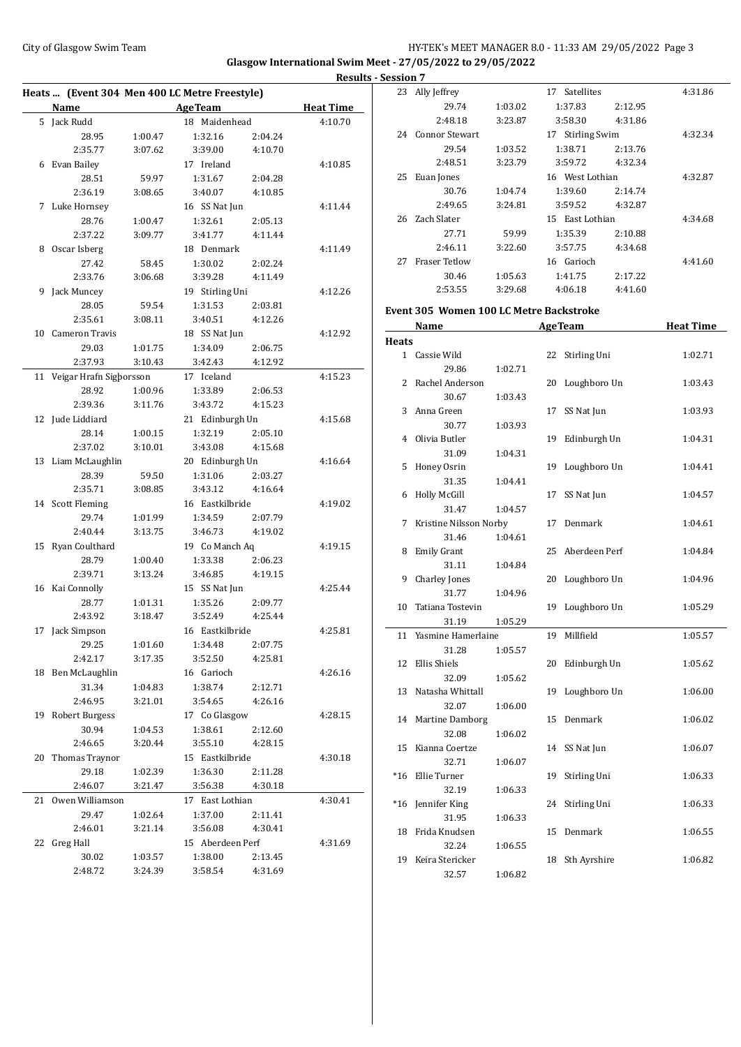**Glasgow International Swim Meet - 27/05/2022 to 29/05/2022**

**Results - Session 7**

### Heats ... (Event 304 Men 400 LC Metre Freestyle)

| | Name | Age | Team | Heat Time |
|---|---|---|---|---|
| 5 | Jack Rudd | 18 | Maidenhead | 4:10.70 |
| | 28.95 / 1:00.47 / 1:32.16 / 2:04.24 / 2:35.77 / 3:07.62 / 3:39.00 / 4:10.70 | | | |
| 6 | Evan Bailey | 17 | Ireland | 4:10.85 |
| | 28.51 / 59.97 / 1:31.67 / 2:04.28 / 2:36.19 / 3:08.65 / 3:40.07 / 4:10.85 | | | |
| 7 | Luke Hornsey | 16 | SS Nat Jun | 4:11.44 |
| | 28.76 / 1:00.47 / 1:32.61 / 2:05.13 / 2:37.22 / 3:09.77 / 3:41.77 / 4:11.44 | | | |
| 8 | Oscar Isberg | 18 | Denmark | 4:11.49 |
| | 27.42 / 58.45 / 1:30.02 / 2:02.24 / 2:33.76 / 3:06.68 / 3:39.28 / 4:11.49 | | | |
| 9 | Jack Muncey | 19 | Stirling Uni | 4:12.26 |
| | 28.05 / 59.54 / 1:31.53 / 2:03.81 / 2:35.61 / 3:08.11 / 3:40.51 / 4:12.26 | | | |
| 10 | Cameron Travis | 18 | SS Nat Jun | 4:12.92 |
| | 29.03 / 1:01.75 / 1:34.09 / 2:06.75 / 2:37.93 / 3:10.43 / 3:42.43 / 4:12.92 | | | |
| 11 | Veigar Hrafn Sigborsson | 17 | Iceland | 4:15.23 |
| | 28.92 / 1:00.96 / 1:33.89 / 2:06.53 / 2:39.36 / 3:11.76 / 3:43.72 / 4:15.23 | | | |
| 12 | Jude Liddiard | 21 | Edinburgh Un | 4:15.68 |
| | 28.14 / 1:00.15 / 1:32.19 / 2:05.10 / 2:37.02 / 3:10.01 / 3:43.08 / 4:15.68 | | | |
| 13 | Liam McLaughlin | 20 | Edinburgh Un | 4:16.64 |
| | 28.39 / 59.50 / 1:31.06 / 2:03.27 / 2:35.71 / 3:08.85 / 3:43.12 / 4:16.64 | | | |
| 14 | Scott Fleming | 16 | Eastkilbride | 4:19.02 |
| | 29.74 / 1:01.99 / 1:34.59 / 2:07.79 / 2:40.44 / 3:13.75 / 3:46.73 / 4:19.02 | | | |
| 15 | Ryan Coulthard | 19 | Co Manch Aq | 4:19.15 |
| | 28.79 / 1:00.40 / 1:33.38 / 2:06.23 / 2:39.71 / 3:13.24 / 3:46.85 / 4:19.15 | | | |
| 16 | Kai Connolly | 15 | SS Nat Jun | 4:25.44 |
| | 28.77 / 1:01.31 / 1:35.26 / 2:09.77 / 2:43.92 / 3:18.47 / 3:52.49 / 4:25.44 | | | |
| 17 | Jack Simpson | 16 | Eastkilbride | 4:25.81 |
| | 29.25 / 1:01.60 / 1:34.48 / 2:07.75 / 2:42.17 / 3:17.35 / 3:52.50 / 4:25.81 | | | |
| 18 | Ben McLaughlin | 16 | Garioch | 4:26.16 |
| | 31.34 / 1:04.83 / 1:38.74 / 2:12.71 / 2:46.95 / 3:21.01 / 3:54.65 / 4:26.16 | | | |
| 19 | Robert Burgess | 17 | Co Glasgow | 4:28.15 |
| | 30.94 / 1:04.53 / 1:38.61 / 2:12.60 / 2:46.65 / 3:20.44 / 3:55.10 / 4:28.15 | | | |
| 20 | Thomas Traynor | 15 | Eastkilbride | 4:30.18 |
| | 29.18 / 1:02.39 / 1:36.30 / 2:11.28 / 2:46.07 / 3:21.47 / 3:56.38 / 4:30.18 | | | |
| 21 | Owen Williamson | 17 | East Lothian | 4:30.41 |
| | 29.47 / 1:02.64 / 1:37.00 / 2:11.41 / 2:46.01 / 3:21.14 / 3:56.08 / 4:30.41 | | | |
| 22 | Greg Hall | 15 | Aberdeen Perf | 4:31.69 |
| | 30.02 / 1:03.57 / 1:38.00 / 2:13.45 / 2:48.72 / 3:24.39 / 3:58.54 / 4:31.69 | | | |
| 23 | Ally Jeffrey | 17 | Satellites | 4:31.86 |
| | 29.74 / 1:03.02 / 1:37.83 / 2:12.95 / 2:48.18 / 3:23.87 / 3:58.30 / 4:31.86 | | | |
| 24 | Connor Stewart | 17 | Stirling Swim | 4:32.34 |
| | 29.54 / 1:03.52 / 1:38.71 / 2:13.76 / 2:48.51 / 3:23.79 / 3:59.72 / 4:32.34 | | | |
| 25 | Euan Jones | 16 | West Lothian | 4:32.87 |
| | 30.76 / 1:04.74 / 1:39.60 / 2:14.74 / 2:49.65 / 3:24.81 / 3:59.52 / 4:32.87 | | | |
| 26 | Zach Slater | 15 | East Lothian | 4:34.68 |
| | 27.71 / 59.99 / 1:35.39 / 2:10.88 / 2:46.11 / 3:22.60 / 3:57.75 / 4:34.68 | | | |
| 27 | Fraser Tetlow | 16 | Garioch | 4:41.60 |
| | 30.46 / 1:05.63 / 1:41.75 / 2:17.22 / 2:53.55 / 3:29.68 / 4:06.18 / 4:41.60 | | | |

### Event 305 Women 100 LC Metre Backstroke

**Heats**

| | Name | Age | Team | Heat Time |
|---|---|---|---|---|
| 1 | Cassie Wild | 22 | Stirling Uni | 1:02.71 |
| | 29.86 / 1:02.71 | | | |
| 2 | Rachel Anderson | 20 | Loughboro Un | 1:03.43 |
| | 30.67 / 1:03.43 | | | |
| 3 | Anna Green | 17 | SS Nat Jun | 1:03.93 |
| | 30.77 / 1:03.93 | | | |
| 4 | Olivia Butler | 19 | Edinburgh Un | 1:04.31 |
| | 31.09 / 1:04.31 | | | |
| 5 | Honey Osrin | 19 | Loughboro Un | 1:04.41 |
| | 31.35 / 1:04.41 | | | |
| 6 | Holly McGill | 17 | SS Nat Jun | 1:04.57 |
| | 31.47 / 1:04.57 | | | |
| 7 | Kristine Nilsson Norby | 17 | Denmark | 1:04.61 |
| | 31.46 / 1:04.61 | | | |
| 8 | Emily Grant | 25 | Aberdeen Perf | 1:04.84 |
| | 31.11 / 1:04.84 | | | |
| 9 | Charley Jones | 20 | Loughboro Un | 1:04.96 |
| | 31.77 / 1:04.96 | | | |
| 10 | Tatiana Tostevin | 19 | Loughboro Un | 1:05.29 |
| | 31.19 / 1:05.29 | | | |
| 11 | Yasmine Hamerlaine | 19 | Millfield | 1:05.57 |
| | 31.28 / 1:05.57 | | | |
| 12 | Ellis Shiels | 20 | Edinburgh Un | 1:05.62 |
| | 32.09 / 1:05.62 | | | |
| 13 | Natasha Whittall | 19 | Loughboro Un | 1:06.00 |
| | 32.07 / 1:06.00 | | | |
| 14 | Martine Damborg | 15 | Denmark | 1:06.02 |
| | 32.08 / 1:06.02 | | | |
| 15 | Kianna Coertze | 14 | SS Nat Jun | 1:06.07 |
| | 32.71 / 1:06.07 | | | |
| *16 | Ellie Turner | 19 | Stirling Uni | 1:06.33 |
| | 32.19 / 1:06.33 | | | |
| *16 | Jennifer King | 24 | Stirling Uni | 1:06.33 |
| | 31.95 / 1:06.33 | | | |
| 18 | Frida Knudsen | 15 | Denmark | 1:06.55 |
| | 32.24 / 1:06.55 | | | |
| 19 | Keira Stericker | 18 | Sth Ayrshire | 1:06.82 |
| | 32.57 / 1:06.82 | | | |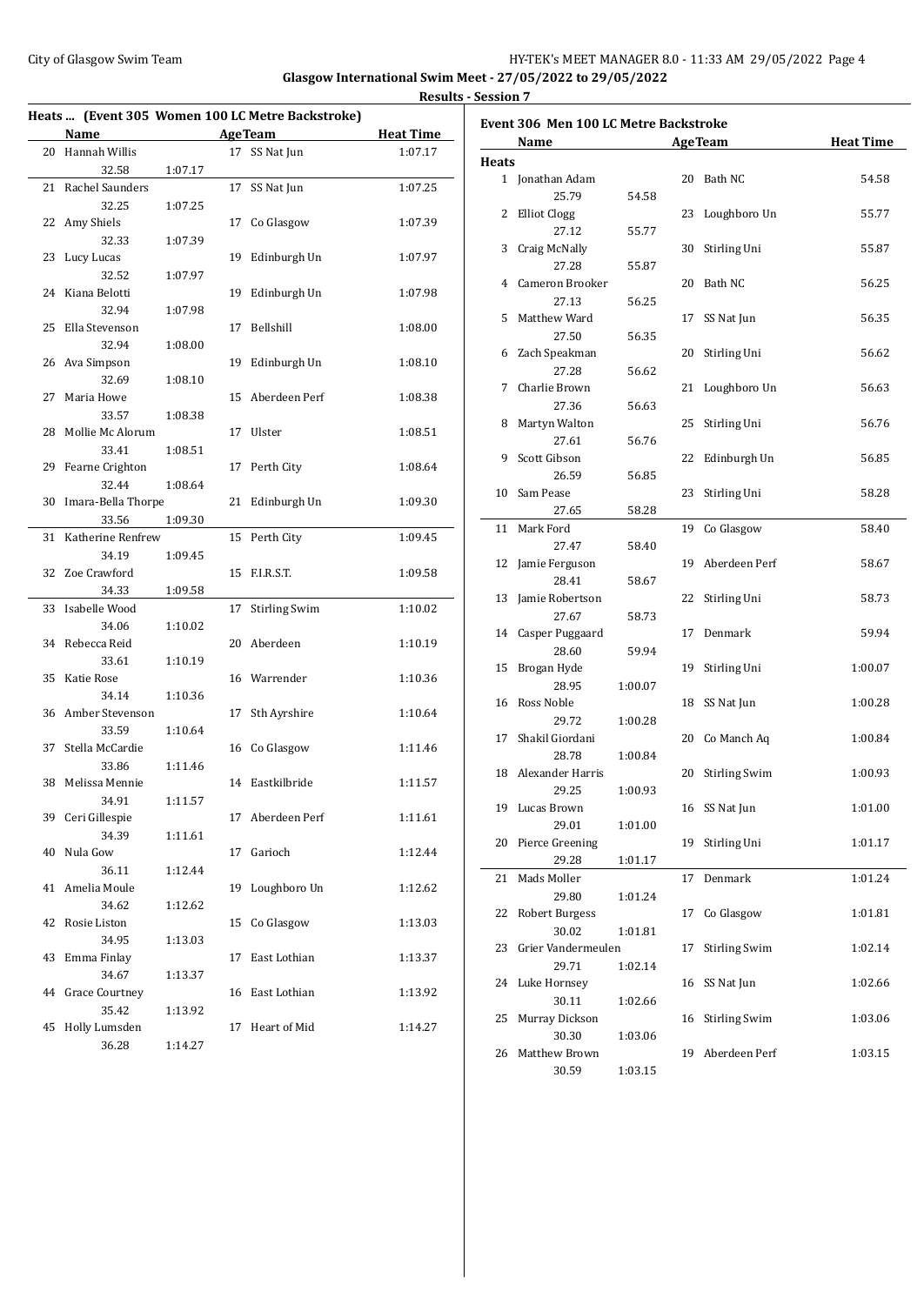**Glasgow International Swim Meet - 27/05/2022 to 29/05/2022**

**Results - Session 7**

### Heats ... (Event 305 Women 100 LC Metre Backstroke)

| | Name | Age | Team | Heat Time |
|---|---|---|---|---|
| 20 | Hannah Willis | 17 | SS Nat Jun | 1:07.17 |
| | 32.58 1:07.17 | | | |
| 21 | Rachel Saunders | 17 | SS Nat Jun | 1:07.25 |
| | 32.25 1:07.25 | | | |
| 22 | Amy Shiels | 17 | Co Glasgow | 1:07.39 |
| | 32.33 1:07.39 | | | |
| 23 | Lucy Lucas | 19 | Edinburgh Un | 1:07.97 |
| | 32.52 1:07.97 | | | |
| 24 | Kiana Belotti | 19 | Edinburgh Un | 1:07.98 |
| | 32.94 1:07.98 | | | |
| 25 | Ella Stevenson | 17 | Bellshill | 1:08.00 |
| | 32.94 1:08.00 | | | |
| 26 | Ava Simpson | 19 | Edinburgh Un | 1:08.10 |
| | 32.69 1:08.10 | | | |
| 27 | Maria Howe | 15 | Aberdeen Perf | 1:08.38 |
| | 33.57 1:08.38 | | | |
| 28 | Mollie Mc Alorum | 17 | Ulster | 1:08.51 |
| | 33.41 1:08.51 | | | |
| 29 | Fearne Crighton | 17 | Perth City | 1:08.64 |
| | 32.44 1:08.64 | | | |
| 30 | Imara-Bella Thorpe | 21 | Edinburgh Un | 1:09.30 |
| | 33.56 1:09.30 | | | |
| 31 | Katherine Renfrew | 15 | Perth City | 1:09.45 |
| | 34.19 1:09.45 | | | |
| 32 | Zoe Crawford | 15 | F.I.R.S.T. | 1:09.58 |
| | 34.33 1:09.58 | | | |
| 33 | Isabelle Wood | 17 | Stirling Swim | 1:10.02 |
| | 34.06 1:10.02 | | | |
| 34 | Rebecca Reid | 20 | Aberdeen | 1:10.19 |
| | 33.61 1:10.19 | | | |
| 35 | Katie Rose | 16 | Warrender | 1:10.36 |
| | 34.14 1:10.36 | | | |
| 36 | Amber Stevenson | 17 | Sth Ayrshire | 1:10.64 |
| | 33.59 1:10.64 | | | |
| 37 | Stella McCardie | 16 | Co Glasgow | 1:11.46 |
| | 33.86 1:11.46 | | | |
| 38 | Melissa Mennie | 14 | Eastkilbride | 1:11.57 |
| | 34.91 1:11.57 | | | |
| 39 | Ceri Gillespie | 17 | Aberdeen Perf | 1:11.61 |
| | 34.39 1:11.61 | | | |
| 40 | Nula Gow | 17 | Garioch | 1:12.44 |
| | 36.11 1:12.44 | | | |
| 41 | Amelia Moule | 19 | Loughboro Un | 1:12.62 |
| | 34.62 1:12.62 | | | |
| 42 | Rosie Liston | 15 | Co Glasgow | 1:13.03 |
| | 34.95 1:13.03 | | | |
| 43 | Emma Finlay | 17 | East Lothian | 1:13.37 |
| | 34.67 1:13.37 | | | |
| 44 | Grace Courtney | 16 | East Lothian | 1:13.92 |
| | 35.42 1:13.92 | | | |
| 45 | Holly Lumsden | 17 | Heart of Mid | 1:14.27 |
| | 36.28 1:14.27 | | | |

### Event 306 Men 100 LC Metre Backstroke

**Heats**

| | Name | Age | Team | Heat Time |
|---|---|---|---|---|
| 1 | Jonathan Adam | 20 | Bath NC | 54.58 |
| | 25.79 54.58 | | | |
| 2 | Elliot Clogg | 23 | Loughboro Un | 55.77 |
| | 27.12 55.77 | | | |
| 3 | Craig McNally | 30 | Stirling Uni | 55.87 |
| | 27.28 55.87 | | | |
| 4 | Cameron Brooker | 20 | Bath NC | 56.25 |
| | 27.13 56.25 | | | |
| 5 | Matthew Ward | 17 | SS Nat Jun | 56.35 |
| | 27.50 56.35 | | | |
| 6 | Zach Speakman | 20 | Stirling Uni | 56.62 |
| | 27.28 56.62 | | | |
| 7 | Charlie Brown | 21 | Loughboro Un | 56.63 |
| | 27.36 56.63 | | | |
| 8 | Martyn Walton | 25 | Stirling Uni | 56.76 |
| | 27.61 56.76 | | | |
| 9 | Scott Gibson | 22 | Edinburgh Un | 56.85 |
| | 26.59 56.85 | | | |
| 10 | Sam Pease | 23 | Stirling Uni | 58.28 |
| | 27.65 58.28 | | | |
| 11 | Mark Ford | 19 | Co Glasgow | 58.40 |
| | 27.47 58.40 | | | |
| 12 | Jamie Ferguson | 19 | Aberdeen Perf | 58.67 |
| | 28.41 58.67 | | | |
| 13 | Jamie Robertson | 22 | Stirling Uni | 58.73 |
| | 27.67 58.73 | | | |
| 14 | Casper Puggaard | 17 | Denmark | 59.94 |
| | 28.60 59.94 | | | |
| 15 | Brogan Hyde | 19 | Stirling Uni | 1:00.07 |
| | 28.95 1:00.07 | | | |
| 16 | Ross Noble | 18 | SS Nat Jun | 1:00.28 |
| | 29.72 1:00.28 | | | |
| 17 | Shakil Giordani | 20 | Co Manch Aq | 1:00.84 |
| | 28.78 1:00.84 | | | |
| 18 | Alexander Harris | 20 | Stirling Swim | 1:00.93 |
| | 29.25 1:00.93 | | | |
| 19 | Lucas Brown | 16 | SS Nat Jun | 1:01.00 |
| | 29.01 1:01.00 | | | |
| 20 | Pierce Greening | 19 | Stirling Uni | 1:01.17 |
| | 29.28 1:01.17 | | | |
| 21 | Mads Moller | 17 | Denmark | 1:01.24 |
| | 29.80 1:01.24 | | | |
| 22 | Robert Burgess | 17 | Co Glasgow | 1:01.81 |
| | 30.02 1:01.81 | | | |
| 23 | Grier Vandermeulen | 17 | Stirling Swim | 1:02.14 |
| | 29.71 1:02.14 | | | |
| 24 | Luke Hornsey | 16 | SS Nat Jun | 1:02.66 |
| | 30.11 1:02.66 | | | |
| 25 | Murray Dickson | 16 | Stirling Swim | 1:03.06 |
| | 30.30 1:03.06 | | | |
| 26 | Matthew Brown | 19 | Aberdeen Perf | 1:03.15 |
| | 30.59 1:03.15 | | | |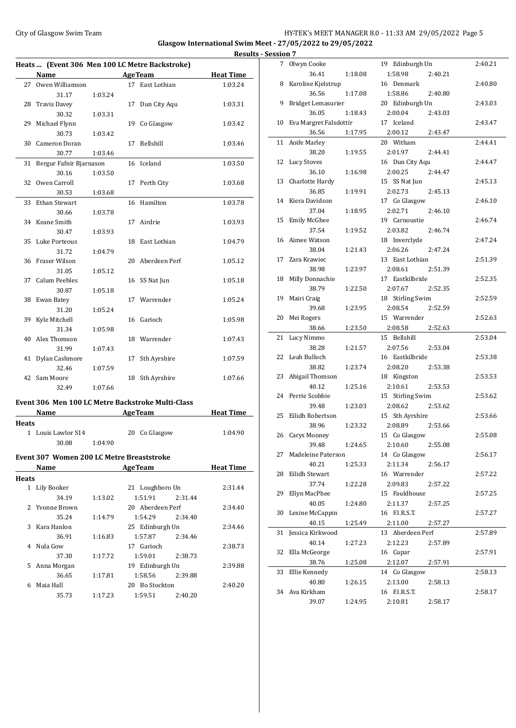**Glasgow International Swim Meet - 27/05/2022 to 29/05/2022**

**Results - Session 7**

### Heats ... (Event 306 Men 100 LC Metre Backstroke)

| | Name | Age | Team | Heat Time |
|---|---|---|---|---|
| 27 | Owen Williamson | 17 | East Lothian | 1:03.24 |
| | 31.17 1:03.24 | | | |
| 28 | Travis Davey | 17 | Dun City Aqu | 1:03.31 |
| | 30.32 1:03.31 | | | |
| 29 | Michael Flynn | 19 | Co Glasgow | 1:03.42 |
| | 30.73 1:03.42 | | | |
| 30 | Cameron Doran | 17 | Bellshill | 1:03.46 |
| | 30.77 1:03.46 | | | |
| 31 | Bergur Fafnir Bjarnason | 16 | Iceland | 1:03.50 |
| | 30.16 1:03.50 | | | |
| 32 | Owen Carroll | 17 | Perth City | 1:03.68 |
| | 30.53 1:03.68 | | | |
| 33 | Ethan Stewart | 16 | Hamilton | 1:03.78 |
| | 30.66 1:03.78 | | | |
| 34 | Keane Smith | 17 | Airdrie | 1:03.93 |
| | 30.47 1:03.93 | | | |
| 35 | Luke Porteous | 18 | East Lothian | 1:04.79 |
| | 31.72 1:04.79 | | | |
| 36 | Fraser Wilson | 20 | Aberdeen Perf | 1:05.12 |
| | 31.05 1:05.12 | | | |
| 37 | Calum Peebles | 16 | SS Nat Jun | 1:05.18 |
| | 30.87 1:05.18 | | | |
| 38 | Ewan Batey | 17 | Warrender | 1:05.24 |
| | 31.20 1:05.24 | | | |
| 39 | Kyle Mitchell | 16 | Garioch | 1:05.98 |
| | 31.34 1:05.98 | | | |
| 40 | Alex Thomson | 18 | Warrender | 1:07.43 |
| | 31.99 1:07.43 | | | |
| 41 | Dylan Cashmore | 17 | Sth Ayrshire | 1:07.59 |
| | 32.46 1:07.59 | | | |
| 42 | Sam Moore | 18 | Sth Ayrshire | 1:07.66 |
| | 32.49 1:07.66 | | | |

### Event 306 Men 100 LC Metre Backstroke Multi-Class

| | Name | Age | Team | Heat Time |
|---|---|---|---|---|
| **Heats** | | | | |
| 1 | Louis Lawlor S14 | 20 | Co Glasgow | 1:04.90 |
| | 30.08 1:04.90 | | | |

### Event 307 Women 200 LC Metre Breaststroke

| | Name | Age | Team | Heat Time |
|---|---|---|---|---|
| **Heats** | | | | |
| 1 | Lily Booker | 21 | Loughboro Un | 2:31.44 |
| | 34.19 1:13.02 | | 1:51.91 2:31.44 | |
| 2 | Yvonne Brown | 20 | Aberdeen Perf | 2:34.40 |
| | 35.24 1:14.79 | | 1:54.29 2:34.40 | |
| 3 | Kara Hanlon | 25 | Edinburgh Un | 2:34.46 |
| | 36.91 1:16.83 | | 1:57.87 2:34.46 | |
| 4 | Nula Gow | 17 | Garioch | 2:38.73 |
| | 37.30 1:17.72 | | 1:59.01 2:38.73 | |
| 5 | Anna Morgan | 19 | Edinburgh Un | 2:39.88 |
| | 36.65 1:17.81 | | 1:58.56 2:39.88 | |
| 6 | Maia Hall | 20 | Bo Stockton | 2:40.20 |
| | 35.73 1:17.23 | | 1:59.51 2:40.20 | |
| 7 | Olwyn Cooke | 19 | Edinburgh Un | 2:40.21 |
| | 36.41 1:18.08 | | 1:58.98 2:40.21 | |
| 8 | Karoline Kjelstrup | 16 | Denmark | 2:40.80 |
| | 36.56 1:17.08 | | 1:58.86 2:40.80 | |
| 9 | Bridget Lemasurier | 20 | Edinburgh Un | 2:43.03 |
| | 36.05 1:18.43 | | 2:00.04 2:43.03 | |
| 10 | Eva Margret Falsdottir | 17 | Iceland | 2:43.47 |
| | 36.56 1:17.95 | | 2:00.12 2:43.47 | |
| 11 | Aoife Marley | 20 | Witham | 2:44.41 |
| | 38.20 1:19.55 | | 2:01.97 2:44.41 | |
| 12 | Lucy Stoves | 16 | Dun City Aqu | 2:44.47 |
| | 36.10 1:16.98 | | 2:00.25 2:44.47 | |
| 13 | Charlotte Hardy | 15 | SS Nat Jun | 2:45.13 |
| | 36.85 1:19.91 | | 2:02.73 2:45.13 | |
| 14 | Kiera Davidson | 17 | Co Glasgow | 2:46.10 |
| | 37.04 1:18.95 | | 2:02.71 2:46.10 | |
| 15 | Emily McGhee | 19 | Carnoustie | 2:46.74 |
| | 37.54 1:19.52 | | 2:03.82 2:46.74 | |
| 16 | Aimee Watson | 18 | Inverclyde | 2:47.24 |
| | 38.04 1:21.43 | | 2:06.26 2:47.24 | |
| 17 | Zara Krawiec | 13 | East Lothian | 2:51.39 |
| | 38.98 1:23.97 | | 2:08.61 2:51.39 | |
| 18 | Milly Donnachie | 17 | Eastkilbride | 2:52.35 |
| | 38.79 1:22.50 | | 2:07.67 2:52.35 | |
| 19 | Mairi Craig | 18 | Stirling Swim | 2:52.59 |
| | 39.68 1:23.95 | | 2:08.54 2:52.59 | |
| 20 | Mei Rogers | 15 | Warrender | 2:52.63 |
| | 38.66 1:23.50 | | 2:08.58 2:52.63 | |
| 21 | Lucy Nimmo | 15 | Bellshill | 2:53.04 |
| | 38.28 1:21.57 | | 2:07.56 2:53.04 | |
| 22 | Leah Bulloch | 16 | Eastkilbride | 2:53.38 |
| | 38.82 1:23.74 | | 2:08.20 2:53.38 | |
| 23 | Abigail Thomson | 18 | Kingston | 2:53.53 |
| | 40.12 1:25.16 | | 2:10.61 2:53.53 | |
| 24 | Perrie Scobbie | 15 | Stirling Swim | 2:53.62 |
| | 39.48 1:23.03 | | 2:08.62 2:53.62 | |
| 25 | Eilidh Robertson | 15 | Sth Ayrshire | 2:53.66 |
| | 38.96 1:23.32 | | 2:08.89 2:53.66 | |
| 26 | Carys Mooney | 15 | Co Glasgow | 2:55.08 |
| | 39.48 1:24.65 | | 2:10.60 2:55.08 | |
| 27 | Madeleine Paterson | 14 | Co Glasgow | 2:56.17 |
| | 40.21 1:25.33 | | 2:11.34 2:56.17 | |
| 28 | Eilidh Stewart | 16 | Warrender | 2:57.22 |
| | 37.74 1:22.28 | | 2:09.83 2:57.22 | |
| 29 | Ellyn MacPhee | 15 | Fauldhouse | 2:57.25 |
| | 40.05 1:24.80 | | 2:11.37 2:57.25 | |
| 30 | Lexine McCappin | 16 | F.I.R.S.T. | 2:57.27 |
| | 40.15 1:25.49 | | 2:11.00 2:57.27 | |
| 31 | Jessica Kirkwood | 13 | Aberdeen Perf | 2:57.89 |
| | 40.14 1:27.23 | | 2:12.23 2:57.89 | |
| 32 | Ella McGeorge | 16 | Cupar | 2:57.91 |
| | 38.76 1:25.08 | | 2:12.07 2:57.91 | |
| 33 | Ellie Kennedy | 14 | Co Glasgow | 2:58.13 |
| | 40.80 1:26.15 | | 2:13.00 2:58.13 | |
| 34 | Ava Kirkham | 16 | F.I.R.S.T. | 2:58.17 |
| | 39.07 1:24.95 | | 2:10.81 2:58.17 | |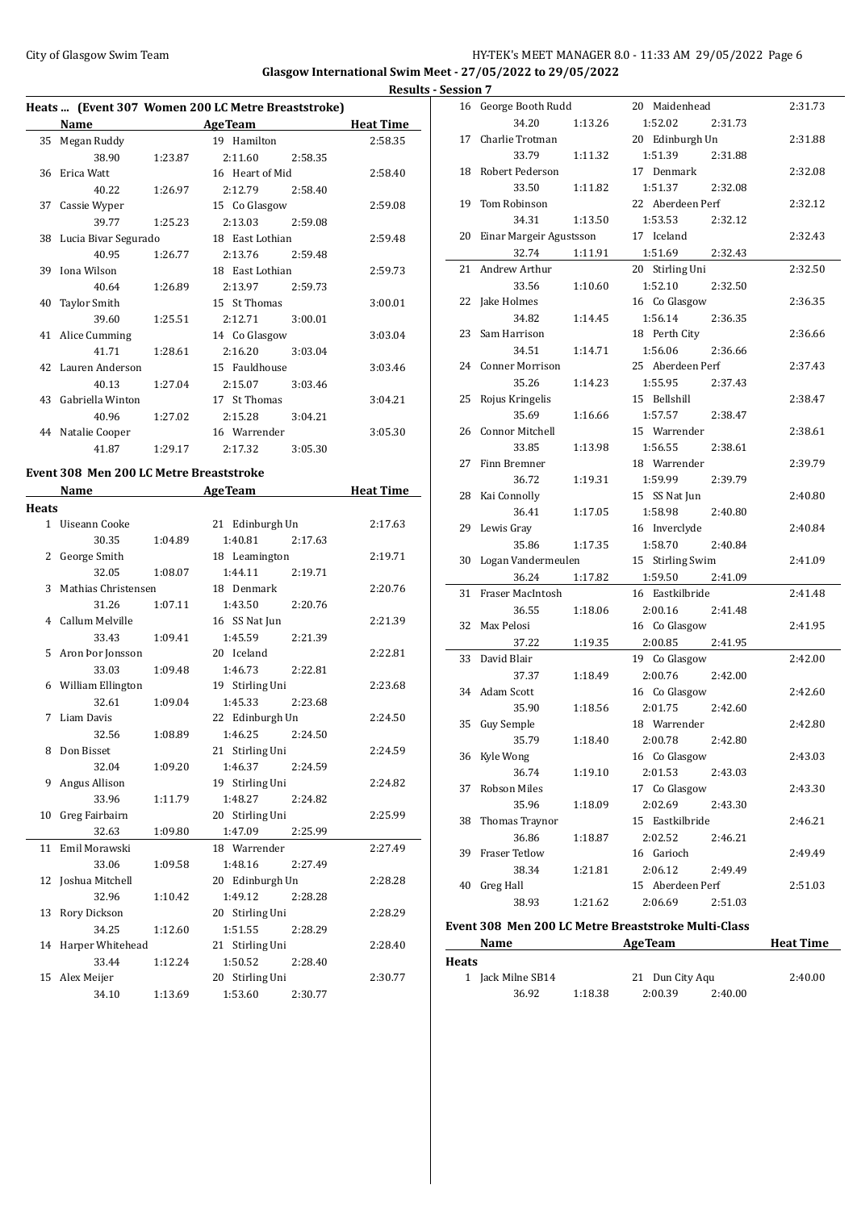**Glasgow International Swim Meet - 27/05/2022 to 29/05/2022**

**Results - Session 7**

### Heats ... (Event 307 Women 200 LC Metre Breaststroke)

| | Name | Age | Team | Heat Time |
|---|---|---|---|---|
| 35 | Megan Ruddy | 19 | Hamilton | 2:58.35 |
| | 38.90 1:23.87 2:11.60 2:58.35 | | | |
| 36 | Erica Watt | 16 | Heart of Mid | 2:58.40 |
| | 40.22 1:26.97 2:12.79 2:58.40 | | | |
| 37 | Cassie Wyper | 15 | Co Glasgow | 2:59.08 |
| | 39.77 1:25.23 2:13.03 2:59.08 | | | |
| 38 | Lucia Bivar Segurado | 18 | East Lothian | 2:59.48 |
| | 40.95 1:26.77 2:13.76 2:59.48 | | | |
| 39 | Iona Wilson | 18 | East Lothian | 2:59.73 |
| | 40.64 1:26.89 2:13.97 2:59.73 | | | |
| 40 | Taylor Smith | 15 | St Thomas | 3:00.01 |
| | 39.60 1:25.51 2:12.71 3:00.01 | | | |
| 41 | Alice Cumming | 14 | Co Glasgow | 3:03.04 |
| | 41.71 1:28.61 2:16.20 3:03.04 | | | |
| 42 | Lauren Anderson | 15 | Fauldhouse | 3:03.46 |
| | 40.13 1:27.04 2:15.07 3:03.46 | | | |
| 43 | Gabriella Winton | 17 | St Thomas | 3:04.21 |
| | 40.96 1:27.02 2:15.28 3:04.21 | | | |
| 44 | Natalie Cooper | 16 | Warrender | 3:05.30 |
| | 41.87 1:29.17 2:17.32 3:05.30 | | | |

### Event 308 Men 200 LC Metre Breaststroke

**Heats**

| | Name | Age | Team | Heat Time |
|---|---|---|---|---|
| 1 | Uiseann Cooke | 21 | Edinburgh Un | 2:17.63 |
| | 30.35 1:04.89 1:40.81 2:17.63 | | | |
| 2 | George Smith | 18 | Leamington | 2:19.71 |
| | 32.05 1:08.07 1:44.11 2:19.71 | | | |
| 3 | Mathias Christensen | 18 | Denmark | 2:20.76 |
| | 31.26 1:07.11 1:43.50 2:20.76 | | | |
| 4 | Callum Melville | 16 | SS Nat Jun | 2:21.39 |
| | 33.43 1:09.41 1:45.59 2:21.39 | | | |
| 5 | Aron Þor Jonsson | 20 | Iceland | 2:22.81 |
| | 33.03 1:09.48 1:46.73 2:22.81 | | | |
| 6 | William Ellington | 19 | Stirling Uni | 2:23.68 |
| | 32.61 1:09.04 1:45.33 2:23.68 | | | |
| 7 | Liam Davis | 22 | Edinburgh Un | 2:24.50 |
| | 32.56 1:08.89 1:46.25 2:24.50 | | | |
| 8 | Don Bisset | 21 | Stirling Uni | 2:24.59 |
| | 32.04 1:09.20 1:46.37 2:24.59 | | | |
| 9 | Angus Allison | 19 | Stirling Uni | 2:24.82 |
| | 33.96 1:11.79 1:48.27 2:24.82 | | | |
| 10 | Greg Fairbairn | 20 | Stirling Uni | 2:25.99 |
| | 32.63 1:09.80 1:47.09 2:25.99 | | | |
| 11 | Emil Morawski | 18 | Warrender | 2:27.49 |
| | 33.06 1:09.58 1:48.16 2:27.49 | | | |
| 12 | Joshua Mitchell | 20 | Edinburgh Un | 2:28.28 |
| | 32.96 1:10.42 1:49.12 2:28.28 | | | |
| 13 | Rory Dickson | 20 | Stirling Uni | 2:28.29 |
| | 34.25 1:12.60 1:51.55 2:28.29 | | | |
| 14 | Harper Whitehead | 21 | Stirling Uni | 2:28.40 |
| | 33.44 1:12.24 1:50.52 2:28.40 | | | |
| 15 | Alex Meijer | 20 | Stirling Uni | 2:30.77 |
| | 34.10 1:13.69 1:53.60 2:30.77 | | | |
| 16 | George Booth Rudd | 20 | Maidenhead | 2:31.73 |
| | 34.20 1:13.26 1:52.02 2:31.73 | | | |
| 17 | Charlie Trotman | 20 | Edinburgh Un | 2:31.88 |
| | 33.79 1:11.32 1:51.39 2:31.88 | | | |
| 18 | Robert Pederson | 17 | Denmark | 2:32.08 |
| | 33.50 1:11.82 1:51.37 2:32.08 | | | |
| 19 | Tom Robinson | 22 | Aberdeen Perf | 2:32.12 |
| | 34.31 1:13.50 1:53.53 2:32.12 | | | |
| 20 | Einar Margeir Agustsson | 17 | Iceland | 2:32.43 |
| | 32.74 1:11.91 1:51.69 2:32.43 | | | |
| 21 | Andrew Arthur | 20 | Stirling Uni | 2:32.50 |
| | 33.56 1:10.60 1:52.10 2:32.50 | | | |
| 22 | Jake Holmes | 16 | Co Glasgow | 2:36.35 |
| | 34.82 1:14.45 1:56.14 2:36.35 | | | |
| 23 | Sam Harrison | 18 | Perth City | 2:36.66 |
| | 34.51 1:14.71 1:56.06 2:36.66 | | | |
| 24 | Conner Morrison | 25 | Aberdeen Perf | 2:37.43 |
| | 35.26 1:14.23 1:55.95 2:37.43 | | | |
| 25 | Rojus Kringelis | 15 | Bellshill | 2:38.47 |
| | 35.69 1:16.66 1:57.57 2:38.47 | | | |
| 26 | Connor Mitchell | 15 | Warrender | 2:38.61 |
| | 33.85 1:13.98 1:56.55 2:38.61 | | | |
| 27 | Finn Bremner | 18 | Warrender | 2:39.79 |
| | 36.72 1:19.31 1:59.99 2:39.79 | | | |
| 28 | Kai Connolly | 15 | SS Nat Jun | 2:40.80 |
| | 36.41 1:17.05 1:58.98 2:40.80 | | | |
| 29 | Lewis Gray | 16 | Inverclyde | 2:40.84 |
| | 35.86 1:17.35 1:58.70 2:40.84 | | | |
| 30 | Logan Vandermeulen | 15 | Stirling Swim | 2:41.09 |
| | 36.24 1:17.82 1:59.50 2:41.09 | | | |
| 31 | Fraser MacIntosh | 16 | Eastkilbride | 2:41.48 |
| | 36.55 1:18.06 2:00.16 2:41.48 | | | |
| 32 | Max Pelosi | 16 | Co Glasgow | 2:41.95 |
| | 37.22 1:19.35 2:00.85 2:41.95 | | | |
| 33 | David Blair | 19 | Co Glasgow | 2:42.00 |
| | 37.37 1:18.49 2:00.76 2:42.00 | | | |
| 34 | Adam Scott | 16 | Co Glasgow | 2:42.60 |
| | 35.90 1:18.56 2:01.75 2:42.60 | | | |
| 35 | Guy Semple | 18 | Warrender | 2:42.80 |
| | 35.79 1:18.40 2:00.78 2:42.80 | | | |
| 36 | Kyle Wong | 16 | Co Glasgow | 2:43.03 |
| | 36.74 1:19.10 2:01.53 2:43.03 | | | |
| 37 | Robson Miles | 17 | Co Glasgow | 2:43.30 |
| | 35.96 1:18.09 2:02.69 2:43.30 | | | |
| 38 | Thomas Traynor | 15 | Eastkilbride | 2:46.21 |
| | 36.86 1:18.87 2:02.52 2:46.21 | | | |
| 39 | Fraser Tetlow | 16 | Garioch | 2:49.49 |
| | 38.34 1:21.81 2:06.12 2:49.49 | | | |
| 40 | Greg Hall | 15 | Aberdeen Perf | 2:51.03 |
| | 38.93 1:21.62 2:06.69 2:51.03 | | | |

### Event 308 Men 200 LC Metre Breaststroke Multi-Class

**Heats**

| | Name | Age | Team | Heat Time |
|---|---|---|---|---|
| 1 | Jack Milne SB14 | 21 | Dun City Aqu | 2:40.00 |
| | 36.92 1:18.38 2:00.39 2:40.00 | | | |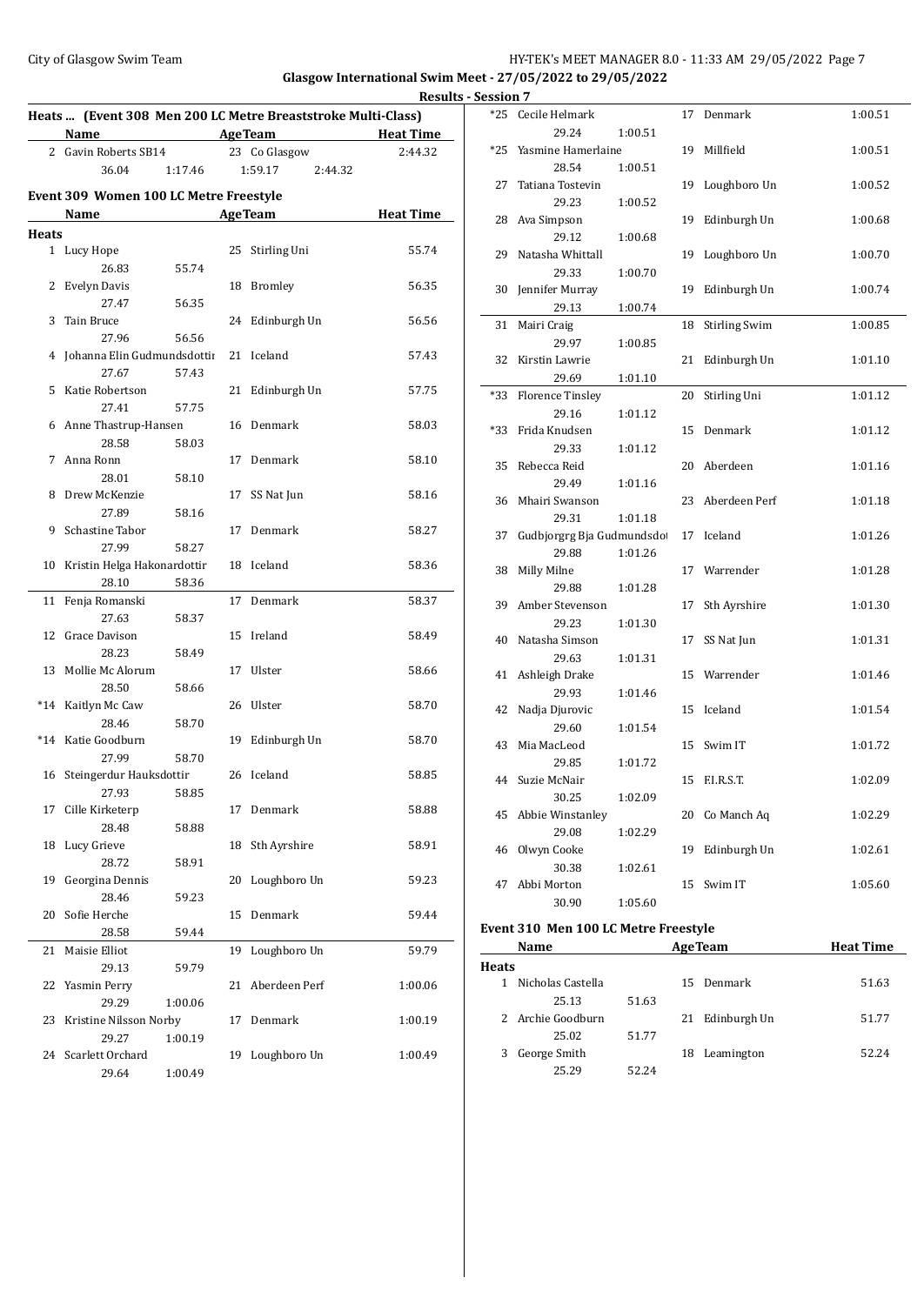Glasgow International Swim Meet - 27/05/2022 to 29/05/2022

Results - Session 7

### Heats ... (Event 308 Men 200 LC Metre Breaststroke Multi-Class)

| | Name | Age | Team | Heat Time |
|---|---|---|---|---|
| 2 | Gavin Roberts SB14 | 23 | Co Glasgow | 2:44.32 |
| | 36.04 1:17.46 1:59.17 2:44.32 | | | |

### Event 309 Women 100 LC Metre Freestyle

| | Name | Age | Team | Heat Time |
|---|---|---|---|---|
| **Heats** | | | | |
| 1 | Lucy Hope | 25 | Stirling Uni | 55.74 |
| | 26.83 55.74 | | | |
| 2 | Evelyn Davis | 18 | Bromley | 56.35 |
| | 27.47 56.35 | | | |
| 3 | Tain Bruce | 24 | Edinburgh Un | 56.56 |
| | 27.96 56.56 | | | |
| 4 | Johanna Elin Gudmundsdottir | 21 | Iceland | 57.43 |
| | 27.67 57.43 | | | |
| 5 | Katie Robertson | 21 | Edinburgh Un | 57.75 |
| | 27.41 57.75 | | | |
| 6 | Anne Thastrup-Hansen | 16 | Denmark | 58.03 |
| | 28.58 58.03 | | | |
| 7 | Anna Ronn | 17 | Denmark | 58.10 |
| | 28.01 58.10 | | | |
| 8 | Drew McKenzie | 17 | SS Nat Jun | 58.16 |
| | 27.89 58.16 | | | |
| 9 | Schastine Tabor | 17 | Denmark | 58.27 |
| | 27.99 58.27 | | | |
| 10 | Kristin Helga Hakonardottir | 18 | Iceland | 58.36 |
| | 28.10 58.36 | | | |
| 11 | Fenja Romanski | 17 | Denmark | 58.37 |
| | 27.63 58.37 | | | |
| 12 | Grace Davison | 15 | Ireland | 58.49 |
| | 28.23 58.49 | | | |
| 13 | Mollie Mc Alorum | 17 | Ulster | 58.66 |
| | 28.50 58.66 | | | |
| *14 | Kaitlyn Mc Caw | 26 | Ulster | 58.70 |
| | 28.46 58.70 | | | |
| *14 | Katie Goodburn | 19 | Edinburgh Un | 58.70 |
| | 27.99 58.70 | | | |
| 16 | Steingerdur Hauksdottir | 26 | Iceland | 58.85 |
| | 27.93 58.85 | | | |
| 17 | Cille Kirketerp | 17 | Denmark | 58.88 |
| | 28.48 58.88 | | | |
| 18 | Lucy Grieve | 18 | Sth Ayrshire | 58.91 |
| | 28.72 58.91 | | | |
| 19 | Georgina Dennis | 20 | Loughboro Un | 59.23 |
| | 28.46 59.23 | | | |
| 20 | Sofie Herche | 15 | Denmark | 59.44 |
| | 28.58 59.44 | | | |
| 21 | Maisie Elliot | 19 | Loughboro Un | 59.79 |
| | 29.13 59.79 | | | |
| 22 | Yasmin Perry | 21 | Aberdeen Perf | 1:00.06 |
| | 29.29 1:00.06 | | | |
| 23 | Kristine Nilsson Norby | 17 | Denmark | 1:00.19 |
| | 29.27 1:00.19 | | | |
| 24 | Scarlett Orchard | 19 | Loughboro Un | 1:00.49 |
| | 29.64 1:00.49 | | | |
| *25 | Cecile Helmark | 17 | Denmark | 1:00.51 |
| | 29.24 1:00.51 | | | |
| *25 | Yasmine Hamerlaine | 19 | Millfield | 1:00.51 |
| | 28.54 1:00.51 | | | |
| 27 | Tatiana Tostevin | 19 | Loughboro Un | 1:00.52 |
| | 29.23 1:00.52 | | | |
| 28 | Ava Simpson | 19 | Edinburgh Un | 1:00.68 |
| | 29.12 1:00.68 | | | |
| 29 | Natasha Whittall | 19 | Loughboro Un | 1:00.70 |
| | 29.33 1:00.70 | | | |
| 30 | Jennifer Murray | 19 | Edinburgh Un | 1:00.74 |
| | 29.13 1:00.74 | | | |
| 31 | Mairi Craig | 18 | Stirling Swim | 1:00.85 |
| | 29.97 1:00.85 | | | |
| 32 | Kirstin Lawrie | 21 | Edinburgh Un | 1:01.10 |
| | 29.69 1:01.10 | | | |
| *33 | Florence Tinsley | 20 | Stirling Uni | 1:01.12 |
| | 29.16 1:01.12 | | | |
| *33 | Frida Knudsen | 15 | Denmark | 1:01.12 |
| | 29.33 1:01.12 | | | |
| 35 | Rebecca Reid | 20 | Aberdeen | 1:01.16 |
| | 29.49 1:01.16 | | | |
| 36 | Mhairi Swanson | 23 | Aberdeen Perf | 1:01.18 |
| | 29.31 1:01.18 | | | |
| 37 | Gudbjorgrg Bja Gudmundsdot | 17 | Iceland | 1:01.26 |
| | 29.88 1:01.26 | | | |
| 38 | Milly Milne | 17 | Warrender | 1:01.28 |
| | 29.88 1:01.28 | | | |
| 39 | Amber Stevenson | 17 | Sth Ayrshire | 1:01.30 |
| | 29.23 1:01.30 | | | |
| 40 | Natasha Simson | 17 | SS Nat Jun | 1:01.31 |
| | 29.63 1:01.31 | | | |
| 41 | Ashleigh Drake | 15 | Warrender | 1:01.46 |
| | 29.93 1:01.46 | | | |
| 42 | Nadja Djurovic | 15 | Iceland | 1:01.54 |
| | 29.60 1:01.54 | | | |
| 43 | Mia MacLeod | 15 | Swim IT | 1:01.72 |
| | 29.85 1:01.72 | | | |
| 44 | Suzie McNair | 15 | F.I.R.S.T. | 1:02.09 |
| | 30.25 1:02.09 | | | |
| 45 | Abbie Winstanley | 20 | Co Manch Aq | 1:02.29 |
| | 29.08 1:02.29 | | | |
| 46 | Olwyn Cooke | 19 | Edinburgh Un | 1:02.61 |
| | 30.38 1:02.61 | | | |
| 47 | Abbi Morton | 15 | Swim IT | 1:05.60 |
| | 30.90 1:05.60 | | | |

### Event 310 Men 100 LC Metre Freestyle

| | Name | Age | Team | Heat Time |
|---|---|---|---|---|
| **Heats** | | | | |
| 1 | Nicholas Castella | 15 | Denmark | 51.63 |
| | 25.13 51.63 | | | |
| 2 | Archie Goodburn | 21 | Edinburgh Un | 51.77 |
| | 25.02 51.77 | | | |
| 3 | George Smith | 18 | Leamington | 52.24 |
| | 25.29 52.24 | | | |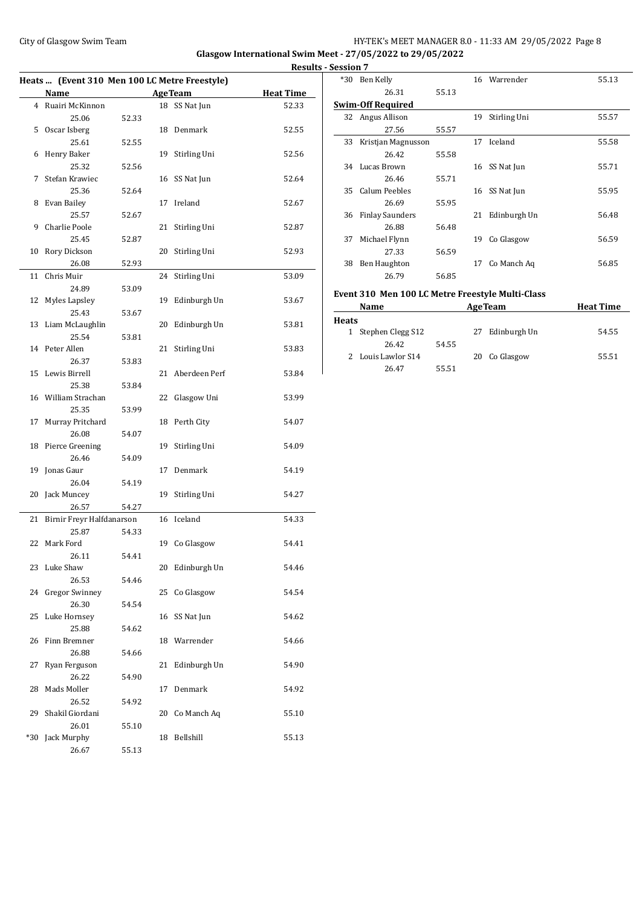**Glasgow International Swim Meet - 27/05/2022 to 29/05/2022**

**Results - Session 7**

## Heats ... (Event 310 Men 100 LC Metre Freestyle)

| | Name | | Age | Team | Heat Time |
|---|---|---|---|---|---|
| 4 | Ruairi McKinnon | | 18 | SS Nat Jun | 52.33 |
| | 25.06 | 52.33 | | | |
| 5 | Oscar Isberg | | 18 | Denmark | 52.55 |
| | 25.61 | 52.55 | | | |
| 6 | Henry Baker | | 19 | Stirling Uni | 52.56 |
| | 25.32 | 52.56 | | | |
| 7 | Stefan Krawiec | | 16 | SS Nat Jun | 52.64 |
| | 25.36 | 52.64 | | | |
| 8 | Evan Bailey | | 17 | Ireland | 52.67 |
| | 25.57 | 52.67 | | | |
| 9 | Charlie Poole | | 21 | Stirling Uni | 52.87 |
| | 25.45 | 52.87 | | | |
| 10 | Rory Dickson | | 20 | Stirling Uni | 52.93 |
| | 26.08 | 52.93 | | | |
| 11 | Chris Muir | | 24 | Stirling Uni | 53.09 |
| | 24.89 | 53.09 | | | |
| 12 | Myles Lapsley | | 19 | Edinburgh Un | 53.67 |
| | 25.43 | 53.67 | | | |
| 13 | Liam McLaughlin | | 20 | Edinburgh Un | 53.81 |
| | 25.54 | 53.81 | | | |
| 14 | Peter Allen | | 21 | Stirling Uni | 53.83 |
| | 26.37 | 53.83 | | | |
| 15 | Lewis Birrell | | 21 | Aberdeen Perf | 53.84 |
| | 25.38 | 53.84 | | | |
| 16 | William Strachan | | 22 | Glasgow Uni | 53.99 |
| | 25.35 | 53.99 | | | |
| 17 | Murray Pritchard | | 18 | Perth City | 54.07 |
| | 26.08 | 54.07 | | | |
| 18 | Pierce Greening | | 19 | Stirling Uni | 54.09 |
| | 26.46 | 54.09 | | | |
| 19 | Jonas Gaur | | 17 | Denmark | 54.19 |
| | 26.04 | 54.19 | | | |
| 20 | Jack Muncey | | 19 | Stirling Uni | 54.27 |
| | 26.57 | 54.27 | | | |
| 21 | Birnir Freyr Halfdanarson | | 16 | Iceland | 54.33 |
| | 25.87 | 54.33 | | | |
| 22 | Mark Ford | | 19 | Co Glasgow | 54.41 |
| | 26.11 | 54.41 | | | |
| 23 | Luke Shaw | | 20 | Edinburgh Un | 54.46 |
| | 26.53 | 54.46 | | | |
| 24 | Gregor Swinney | | 25 | Co Glasgow | 54.54 |
| | 26.30 | 54.54 | | | |
| 25 | Luke Hornsey | | 16 | SS Nat Jun | 54.62 |
| | 25.88 | 54.62 | | | |
| 26 | Finn Bremner | | 18 | Warrender | 54.66 |
| | 26.88 | 54.66 | | | |
| 27 | Ryan Ferguson | | 21 | Edinburgh Un | 54.90 |
| | 26.22 | 54.90 | | | |
| 28 | Mads Moller | | 17 | Denmark | 54.92 |
| | 26.52 | 54.92 | | | |
| 29 | Shakil Giordani | | 20 | Co Manch Aq | 55.10 |
| | 26.01 | 55.10 | | | |
| *30 | Jack Murphy | | 18 | Bellshill | 55.13 |
| | 26.67 | 55.13 | | | |
| *30 | Ben Kelly | | 16 | Warrender | 55.13 |
| | 26.31 | 55.13 | | | |
| **Swim-Off Required** | | | | | |
| 32 | Angus Allison | | 19 | Stirling Uni | 55.57 |
| | 27.56 | 55.57 | | | |
| 33 | Kristjan Magnusson | | 17 | Iceland | 55.58 |
| | 26.42 | 55.58 | | | |
| 34 | Lucas Brown | | 16 | SS Nat Jun | 55.71 |
| | 26.46 | 55.71 | | | |
| 35 | Calum Peebles | | 16 | SS Nat Jun | 55.95 |
| | 26.69 | 55.95 | | | |
| 36 | Finlay Saunders | | 21 | Edinburgh Un | 56.48 |
| | 26.88 | 56.48 | | | |
| 37 | Michael Flynn | | 19 | Co Glasgow | 56.59 |
| | 27.33 | 56.59 | | | |
| 38 | Ben Haughton | | 17 | Co Manch Aq | 56.85 |
| | 26.79 | 56.85 | | | |

## Event 310 Men 100 LC Metre Freestyle Multi-Class

| | Name | | Age | Team | Heat Time |
|---|---|---|---|---|---|
| **Heats** | | | | | |
| 1 | Stephen Clegg S12 | | 27 | Edinburgh Un | 54.55 |
| | 26.42 | 54.55 | | | |
| 2 | Louis Lawlor S14 | | 20 | Co Glasgow | 55.51 |
| | 26.47 | 55.51 | | | |